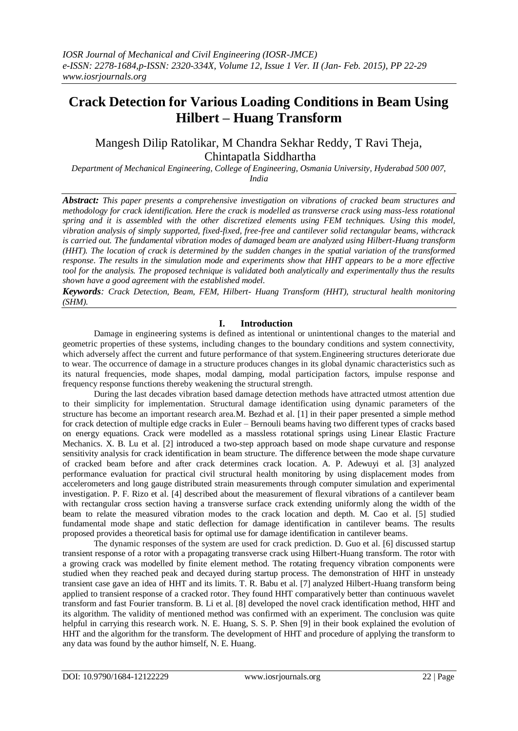# Crack Detection for Various Loading Conditions in Beam Using Hilbert – Huang Transform

Mangesh Dilip Ratolikar, M Chandra Sekhar Reddy, T Ravi Theja, Chintapatla Siddhartha

*Department of Mechanical Engineering, College of Engineering, Osmania University, Hyderabad 500 007, India*

***Abstract:*** *This paper presents a comprehensive investigation on vibrations of cracked beam structures and methodology for crack identification. Here the crack is modelled as transverse crack using mass-less rotational spring and it is assembled with the other discretized elements using FEM techniques. Using this model, vibration analysis of simply supported, fixed-fixed, free-free and cantilever solid rectangular beams, withcrack is carried out. The fundamental vibration modes of damaged beam are analyzed using Hilbert-Huang transform (HHT). The location of crack is determined by the sudden changes in the spatial variation of the transformed response. The results in the simulation mode and experiments show that HHT appears to be a more effective tool for the analysis. The proposed technique is validated both analytically and experimentally thus the results shown have a good agreement with the established model.*

***Keywords****: Crack Detection, Beam, FEM, Hilbert- Huang Transform (HHT), structural health monitoring (SHM).*

## I. Introduction

Damage in engineering systems is defined as intentional or unintentional changes to the material and geometric properties of these systems, including changes to the boundary conditions and system connectivity, which adversely affect the current and future performance of that system.Engineering structures deteriorate due to wear. The occurrence of damage in a structure produces changes in its global dynamic characteristics such as its natural frequencies, mode shapes, modal damping, modal participation factors, impulse response and frequency response functions thereby weakening the structural strength.

During the last decades vibration based damage detection methods have attracted utmost attention due to their simplicity for implementation. Structural damage identification using dynamic parameters of the structure has become an important research area.M. Bezhad et al. [1] in their paper presented a simple method for crack detection of multiple edge cracks in Euler – Bernoulli beams having two different types of cracks based on energy equations. Crack were modelled as a massless rotational springs using Linear Elastic Fracture Mechanics. X. B. Lu et al. [2] introduced a two-step approach based on mode shape curvature and response sensitivity analysis for crack identification in beam structure. The difference between the mode shape curvature of cracked beam before and after crack determines crack location. A. P. Adewuyi et al. [3] analyzed performance evaluation for practical civil structural health monitoring by using displacement modes from accelerometers and long gauge distributed strain measurements through computer simulation and experimental investigation. P. F. Rizo et al. [4] described about the measurement of flexural vibrations of a cantilever beam with rectangular cross section having a transverse surface crack extending uniformly along the width of the beam to relate the measured vibration modes to the crack location and depth. M. Cao et al. [5] studied fundamental mode shape and static deflection for damage identification in cantilever beams. The results proposed provides a theoretical basis for optimal use for damage identification in cantilever beams.

The dynamic responses of the system are used for crack prediction. D. Guo et al. [6] discussed startup transient response of a rotor with a propagating transverse crack using Hilbert-Huang transform. The rotor with a growing crack was modelled by finite element method. The rotating frequency vibration components were studied when they reached peak and decayed during startup process. The demonstration of HHT in unsteady transient case gave an idea of HHT and its limits. T. R. Babu et al. [7] analyzed Hilbert-Huang transform being applied to transient response of a cracked rotor. They found HHT comparatively better than continuous wavelet transform and fast Fourier transform. B. Li et al. [8] developed the novel crack identification method, HHT and its algorithm. The validity of mentioned method was confirmed with an experiment. The conclusion was quite helpful in carrying this research work. N. E. Huang, S. S. P. Shen [9] in their book explained the evolution of HHT and the algorithm for the transform. The development of HHT and procedure of applying the transform to any data was found by the author himself, N. E. Huang.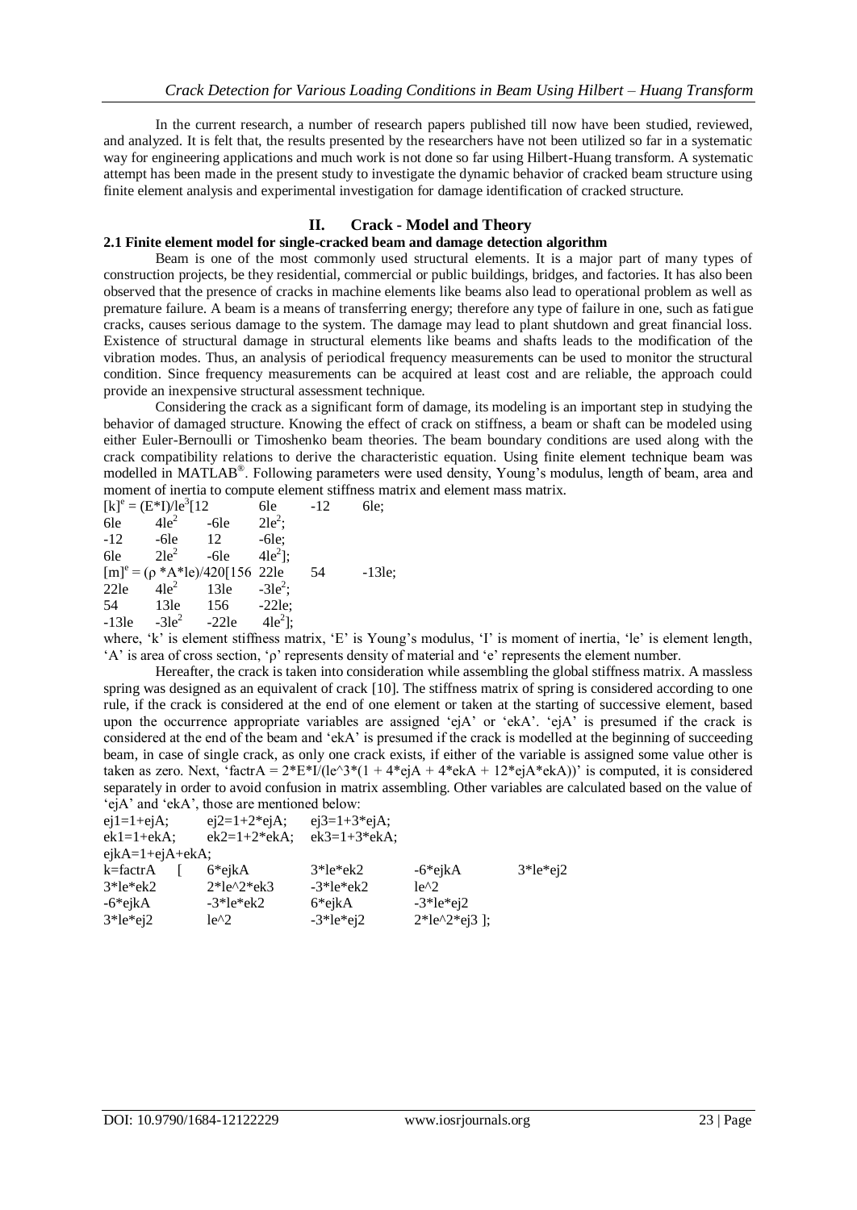In the current research, a number of research papers published till now have been studied, reviewed, and analyzed. It is felt that, the results presented by the researchers have not been utilized so far in a systematic way for engineering applications and much work is not done so far using Hilbert-Huang transform. A systematic attempt has been made in the present study to investigate the dynamic behavior of cracked beam structure using finite element analysis and experimental investigation for damage identification of cracked structure.

## II. Crack - Model and Theory

### 2.1 Finite element model for single-cracked beam and damage detection algorithm

Beam is one of the most commonly used structural elements. It is a major part of many types of construction projects, be they residential, commercial or public buildings, bridges, and factories. It has also been observed that the presence of cracks in machine elements like beams also lead to operational problem as well as premature failure. A beam is a means of transferring energy; therefore any type of failure in one, such as fatigue cracks, causes serious damage to the system. The damage may lead to plant shutdown and great financial loss. Existence of structural damage in structural elements like beams and shafts leads to the modification of the vibration modes. Thus, an analysis of periodical frequency measurements can be used to monitor the structural condition. Since frequency measurements can be acquired at least cost and are reliable, the approach could provide an inexpensive structural assessment technique.

Considering the crack as a significant form of damage, its modeling is an important step in studying the behavior of damaged structure. Knowing the effect of crack on stiffness, a beam or shaft can be modeled using either Euler-Bernoulli or Timoshenko beam theories. The beam boundary conditions are used along with the crack compatibility relations to derive the characteristic equation. Using finite element technique beam was modelled in MATLAB®. Following parameters were used density, Young's modulus, length of beam, area and moment of inertia to compute element stiffness matrix and element mass matrix.

$$[k]^e = (E*I)/le^3[12 \quad 6le \quad -12 \quad 6le;$$
$$6le \quad 4le^2 \quad -6le \quad 2le^2;$$
$$-12 \quad -6le \quad 12 \quad -6le;$$
$$6le \quad 2le^2 \quad -6le \quad 4le^2];$$

$$[m]^e = (\rho *A*le)/420[156 \quad 22le \quad 54 \quad -13le;$$
$$22le \quad 4le^2 \quad 13le \quad -3le^2;$$
$$54 \quad 13le \quad 156 \quad -22le;$$
$$-13le \quad -3le^2 \quad -22le \quad 4le^2];$$

where, 'k' is element stiffness matrix, 'E' is Young's modulus, 'I' is moment of inertia, 'le' is element length, 'A' is area of cross section, 'ρ' represents density of material and 'e' represents the element number.

Hereafter, the crack is taken into consideration while assembling the global stiffness matrix. A massless spring was designed as an equivalent of crack [10]. The stiffness matrix of spring is considered according to one rule, if the crack is considered at the end of one element or taken at the starting of successive element, based upon the occurrence appropriate variables are assigned 'ejA' or 'ekA'. 'ejA' is presumed if the crack is considered at the end of the beam and 'ekA' is presumed if the crack is modelled at the beginning of succeeding beam, in case of single crack, as only one crack exists, if either of the variable is assigned some value other is taken as zero. Next, 'factrA = 2*E*I/(le^3*(1 + 4*ejA + 4*ekA + 12*ejA*ekA))' is computed, it is considered separately in order to avoid confusion in matrix assembling. Other variables are calculated based on the value of 'ejA' and 'ekA', those are mentioned below:

```
ej1=1+ejA;      ej2=1+2*ejA;    ej3=1+3*ejA;
ek1=1+ekA;      ek2=1+2*ekA;    ek3=1+3*ekA;
ejkA=1+ejA+ekA;
k=factrA  [  6*ejkA       3*le*ek2      -6*ejkA       3*le*ej2
  3*le*ek2     2*le^2*ek3    -3*le*ek2     le^2
  -6*ejkA      -3*le*ek2     6*ejkA        -3*le*ej2
  3*le*ej2     le^2          -3*le*ej2     2*le^2*ej3 ];
```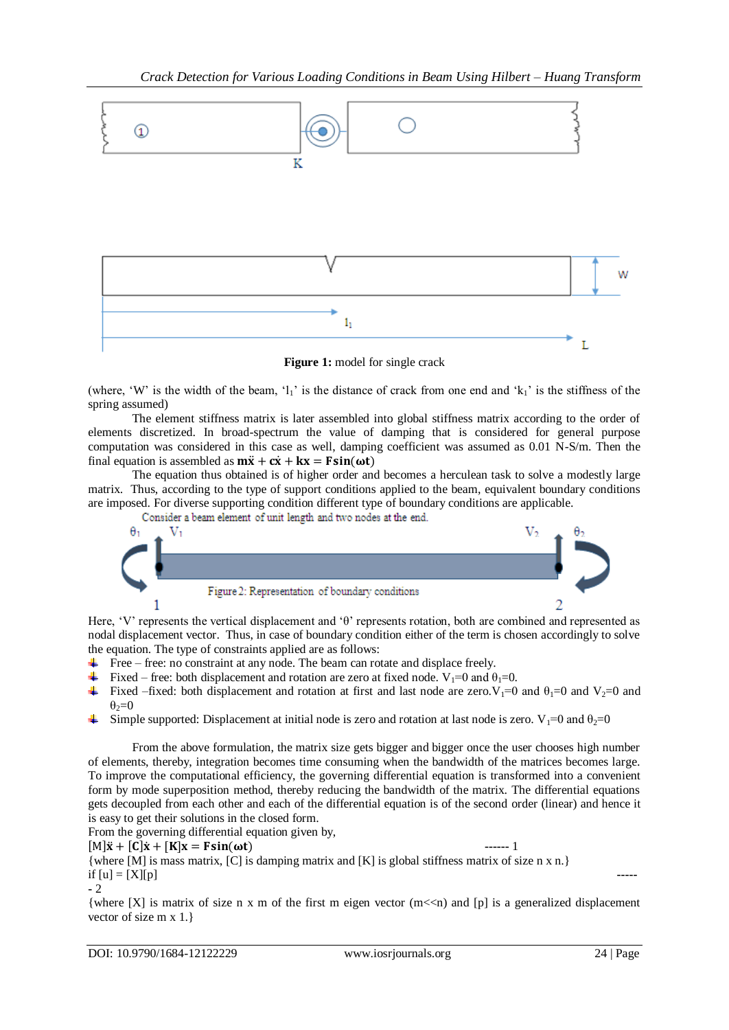**Figure 1:** model for single crack

(where, 'W' is the width of the beam, '$l_1$' is the distance of crack from one end and '$k_1$' is the stiffness of the spring assumed)

The element stiffness matrix is later assembled into global stiffness matrix according to the order of elements discretized. In broad-spectrum the value of damping that is considered for general purpose computation was considered in this case as well, damping coefficient was assumed as 0.01 N-S/m. Then the final equation is assembled as $\mathbf{m\ddot{x}} + \mathbf{c\dot{x}} + \mathbf{kx} = \mathbf{F\sin(\omega t)}$

The equation thus obtained is of higher order and becomes a herculean task to solve a modestly large matrix. Thus, according to the type of support conditions applied to the beam, equivalent boundary conditions are imposed. For diverse supporting condition different type of boundary conditions are applicable.

Consider a beam element of unit length and two nodes at the end.

Figure 2: Representation of boundary conditions

Here, 'V' represents the vertical displacement and 'θ' represents rotation, both are combined and represented as nodal displacement vector. Thus, in case of boundary condition either of the term is chosen accordingly to solve the equation. The type of constraints applied are as follows:

- Free – free: no constraint at any node. The beam can rotate and displace freely.
- Fixed – free: both displacement and rotation are zero at fixed node. $V_1$=0 and $\theta_1$=0.
- Fixed –fixed: both displacement and rotation at first and last node are zero.$V_1$=0 and $\theta_1$=0 and $V_2$=0 and $\theta_2$=0
- Simple supported: Displacement at initial node is zero and rotation at last node is zero. $V_1$=0 and $\theta_2$=0

From the above formulation, the matrix size gets bigger and bigger once the user chooses high number of elements, thereby, integration becomes time consuming when the bandwidth of the matrices becomes large. To improve the computational efficiency, the governing differential equation is transformed into a convenient form by mode superposition method, thereby reducing the bandwidth of the matrix. The differential equations gets decoupled from each other and each of the differential equation is of the second order (linear) and hence it is easy to get their solutions in the closed form.

From the governing differential equation given by,

$$[\mathbf{M}]\mathbf{\ddot{x}} + [\mathbf{C}]\mathbf{\dot{x}} + [\mathbf{K}]\mathbf{x} = \mathbf{F\sin(\omega t)} \qquad \text{------ 1}$$

{where [M] is mass matrix, [C] is damping matrix and [K] is global stiffness matrix of size n x n.}

if [u] = [X][p] ------ 2

{where [X] is matrix of size n x m of the first m eigen vector (m<<n) and [p] is a generalized displacement vector of size m x 1.}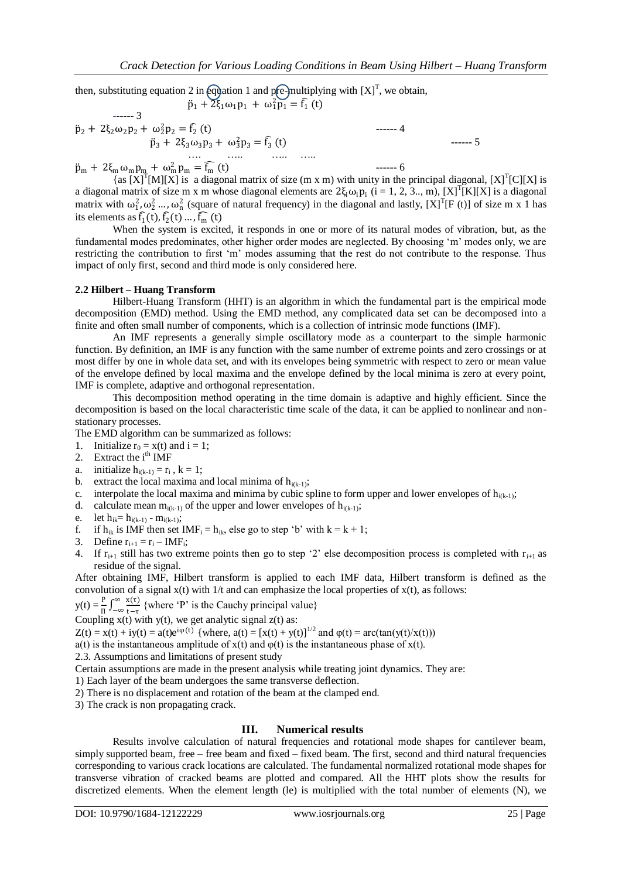then, substituting equation 2 in equation 1 and pre-multiplying with $[X]^T$, we obtain,

$$\ddot{p}_1 + 2\xi_1\omega_1 p_1 + \omega_1^2 p_1 = \widehat{f_1}(t) \quad \text{------ 3}$$

$$\ddot{p}_2 + 2\xi_2\omega_2 p_2 + \omega_2^2 p_2 = \widehat{f_2}(t) \quad \text{------ 4}$$

$$\ddot{p}_3 + 2\xi_3\omega_3 p_3 + \omega_3^2 p_3 = \widehat{f_3}(t) \quad \text{------ 5}$$

$$\ldots \quad \ldots \quad \ldots \quad \ldots$$

$$\ddot{p}_m + 2\xi_m\omega_m p_m + \omega_m^2 p_m = \widehat{f_m}(t) \quad \text{------ 6}$$

{as $[X]^T[M][X]$ is a diagonal matrix of size (m x m) with unity in the principal diagonal, $[X]^T[C][X]$ is a diagonal matrix of size m x m whose diagonal elements are $2\xi_i\omega_i p_i$ (i = 1, 2, 3.., m), $[X]^T[K][X]$ is a diagonal matrix with $\omega_1^2, \omega_2^2 \ldots, \omega_n^2$ (square of natural frequency) in the diagonal and lastly, $[X]^T[F(t)]$ of size m x 1 has its elements as $\widehat{f_1}(t), \widehat{f_2}(t) \ldots, \widehat{f_m}(t)$

When the system is excited, it responds in one or more of its natural modes of vibration, but, as the fundamental modes predominates, other higher order modes are neglected. By choosing 'm' modes only, we are restricting the contribution to first 'm' modes assuming that the rest do not contribute to the response. Thus impact of only first, second and third mode is only considered here.

### 2.2 Hilbert – Huang Transform

Hilbert-Huang Transform (HHT) is an algorithm in which the fundamental part is the empirical mode decomposition (EMD) method. Using the EMD method, any complicated data set can be decomposed into a finite and often small number of components, which is a collection of intrinsic mode functions (IMF).

An IMF represents a generally simple oscillatory mode as a counterpart to the simple harmonic function. By definition, an IMF is any function with the same number of extreme points and zero crossings or at most differ by one in whole data set, and with its envelopes being symmetric with respect to zero or mean value of the envelope defined by local maxima and the envelope defined by the local minima is zero at every point, IMF is complete, adaptive and orthogonal representation.

This decomposition method operating in the time domain is adaptive and highly efficient. Since the decomposition is based on the local characteristic time scale of the data, it can be applied to nonlinear and non-stationary processes.

The EMD algorithm can be summarized as follows:

1. Initialize $r_0 = x(t)$ and $i = 1$;
2. Extract the $i^{th}$ IMF
   a. initialize $h_{i(k-1)} = r_i$, $k = 1$;
   b. extract the local maxima and local minima of $h_{i(k-1)}$;
   c. interpolate the local maxima and minima by cubic spline to form upper and lower envelopes of $h_{i(k-1)}$;
   d. calculate mean $m_{i(k-1)}$ of the upper and lower envelopes of $h_{i(k-1)}$;
   e. let $h_{ik} = h_{i(k-1)} - m_{i(k-1)}$;
   f. if $h_{ik}$ is IMF then set $IMF_i = h_{ik}$, else go to step 'b' with $k = k + 1$;
3. Define $r_{i+1} = r_i - IMF_i$;
4. If $r_{i+1}$ still has two extreme points then go to step '2' else decomposition process is completed with $r_{i+1}$ as residue of the signal.

After obtaining IMF, Hilbert transform is applied to each IMF data, Hilbert transform is defined as the convolution of a signal x(t) with 1/t and can emphasize the local properties of x(t), as follows:

$y(t) = \frac{P}{\Pi}\int_{-\infty}^{\infty} \frac{x(\tau)}{t-\tau}$ {where 'P' is the Cauchy principal value}

Coupling x(t) with y(t), we get analytic signal z(t) as:

$Z(t) = x(t) + iy(t) = a(t)e^{i\varphi(t)}$ {where, $a(t) = [x(t) + y(t)]^{1/2}$ and $\varphi(t) = \text{arc}(\tan(y(t)/x(t)))$}

a(t) is the instantaneous amplitude of x(t) and φ(t) is the instantaneous phase of x(t).

2.3. Assumptions and limitations of present study

Certain assumptions are made in the present analysis while treating joint dynamics. They are:

1) Each layer of the beam undergoes the same transverse deflection.
2) There is no displacement and rotation of the beam at the clamped end.
3) The crack is non propagating crack.

## III. Numerical results

Results involve calculation of natural frequencies and rotational mode shapes for cantilever beam, simply supported beam, free – free beam and fixed – fixed beam. The first, second and third natural frequencies corresponding to various crack locations are calculated. The fundamental normalized rotational mode shapes for transverse vibration of cracked beams are plotted and compared. All the HHT plots show the results for discretized elements. When the element length (le) is multiplied with the total number of elements (N), we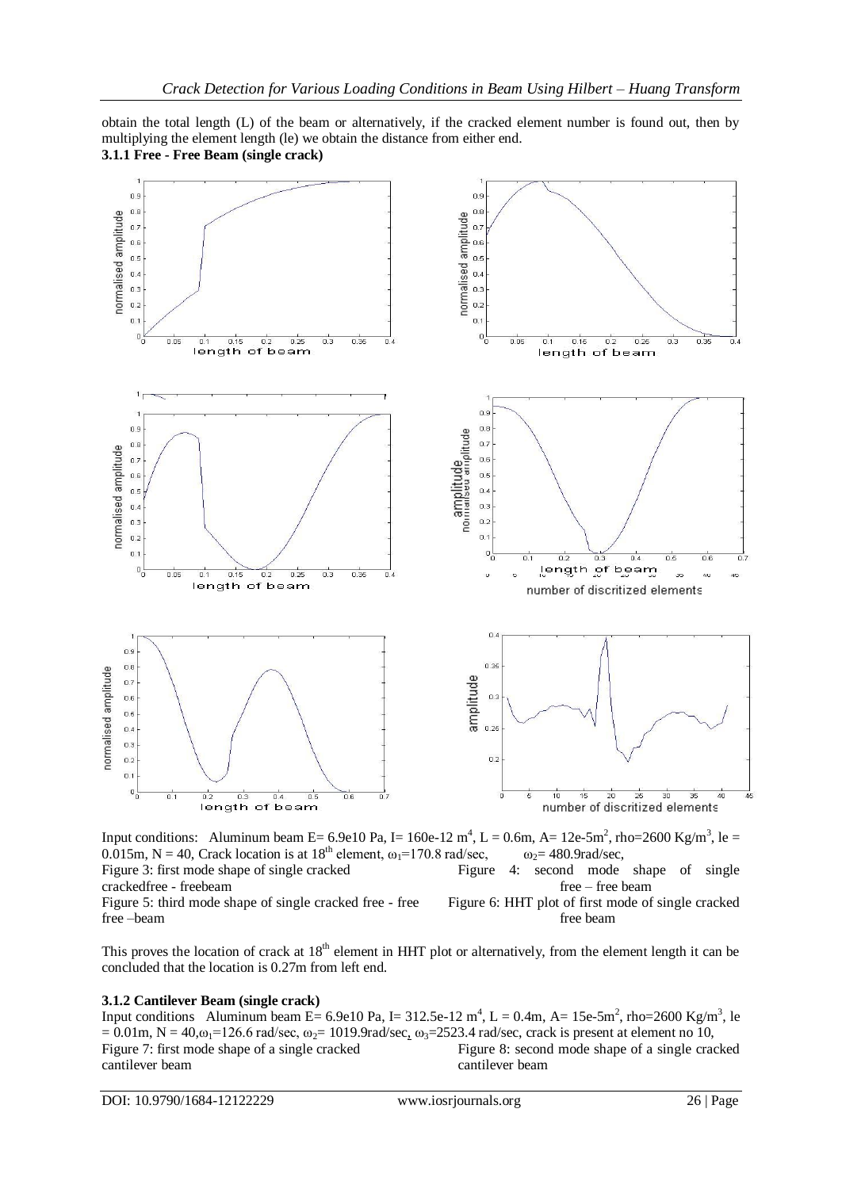obtain the total length (L) of the beam or alternatively, if the cracked element number is found out, then by multiplying the element length (le) we obtain the distance from either end.

**3.1.1 Free - Free Beam (single crack)**

Input conditions: Aluminum beam E= 6.9e10 Pa, I= 160e-12 $m^4$, L = 0.6m, A= 12e-5$m^2$, rho=2600 Kg/$m^3$, le = 0.015m, N = 40, Crack location is at 18[th] element, $\omega_1$=170.8 rad/sec, $\omega_2$= 480.9rad/sec,

Figure 3: first mode shape of single cracked crackedfree - freebeam

Figure 4: second mode shape of single free – free beam

Figure 5: third mode shape of single cracked free - free free –beam

Figure 6: HHT plot of first mode of single cracked free beam

This proves the location of crack at 18[th] element in HHT plot or alternatively, from the element length it can be concluded that the location is 0.27m from left end.

**3.1.2 Cantilever Beam (single crack)**

Input conditions Aluminum beam E= 6.9e10 Pa, I= 312.5e-12 $m^4$, L = 0.4m, A= 15e-5$m^2$, rho=2600 Kg/$m^3$, le = 0.01m, N = 40,$\omega_1$=126.6 rad/sec, $\omega_2$= 1019.9rad/sec, $\omega_3$=2523.4 rad/sec, crack is present at element no 10,

Figure 7: first mode shape of a single cracked cantilever beam

Figure 8: second mode shape of a single cracked cantilever beam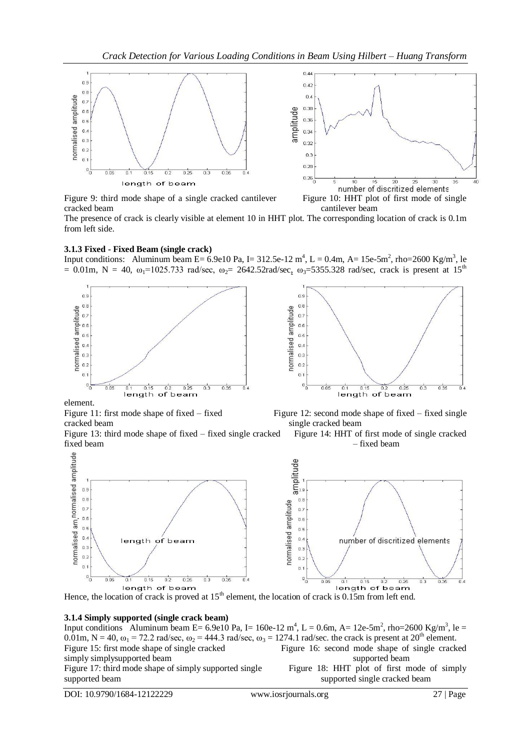Figure 9: third mode shape of a single cracked cantilever cracked beam

Figure 10: HHT plot of first mode of single cantilever beam

The presence of crack is clearly visible at element 10 in HHT plot. The corresponding location of crack is 0.1m from left side.

### 3.1.3 Fixed - Fixed Beam (single crack)

Input conditions: Aluminum beam E= 6.9e10 Pa, I= 312.5e-12 $m^4$, L = 0.4m, A= 15e-5$m^2$, rho=2600 Kg/$m^3$, le = 0.01m, N = 40, $\omega_1$=1025.733 rad/sec, $\omega_2$= 2642.52rad/sec, $\omega_3$=5355.328 rad/sec, crack is present at 15[th] element.

Figure 11: first mode shape of fixed – fixed cracked beam

Figure 12: second mode shape of fixed – fixed single cracked beam

Figure 13: third mode shape of fixed – fixed single cracked fixed beam

Figure 14: HHT of first mode of single cracked – fixed beam

Hence, the location of crack is proved at 15[th] element, the location of crack is 0.15m from left end.

### 3.1.4 Simply supported (single crack beam)

Input conditions Aluminum beam E= 6.9e10 Pa, I= 160e-12 $m^4$, L = 0.6m, A= 12e-5$m^2$, rho=2600 Kg/$m^3$, le = 0.01m, N = 40, $\omega_1$ = 72.2 rad/sec, $\omega_2$ = 444.3 rad/sec, $\omega_3$ = 1274.1 rad/sec. the crack is present at 20[th] element.

Figure 15: first mode shape of single cracked simply simplysupported beam

Figure 16: second mode shape of single cracked supported beam

Figure 17: third mode shape of simply supported single supported beam

Figure 18: HHT plot of first mode of simply supported single cracked beam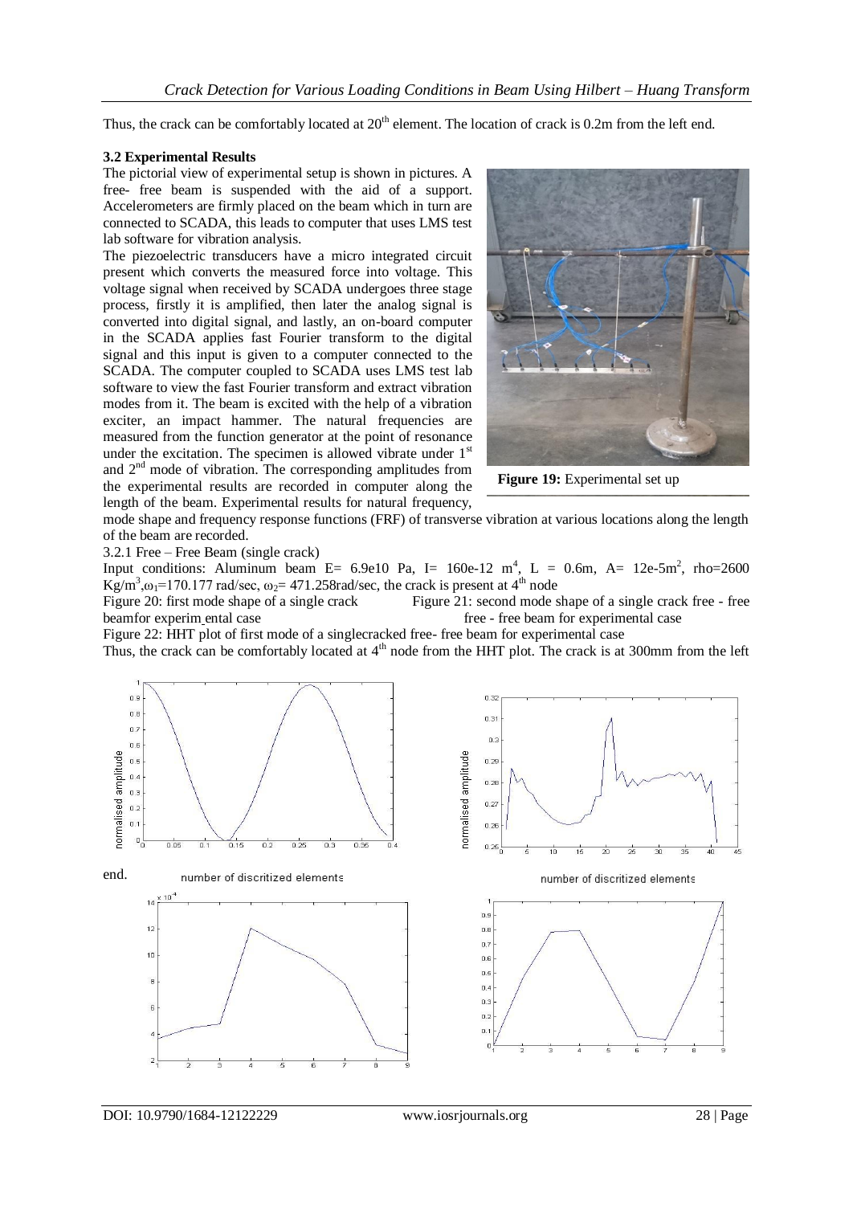Thus, the crack can be comfortably located at 20[th] element. The location of crack is 0.2m from the left end.

### 3.2 Experimental Results

The pictorial view of experimental setup is shown in pictures. A free- free beam is suspended with the aid of a support. Accelerometers are firmly placed on the beam which in turn are connected to SCADA, this leads to computer that uses LMS test lab software for vibration analysis.

The piezoelectric transducers have a micro integrated circuit present which converts the measured force into voltage. This voltage signal when received by SCADA undergoes three stage process, firstly it is amplified, then later the analog signal is converted into digital signal, and lastly, an on-board computer in the SCADA applies fast Fourier transform to the digital signal and this input is given to a computer connected to the SCADA. The computer coupled to SCADA uses LMS test lab software to view the fast Fourier transform and extract vibration modes from it. The beam is excited with the help of a vibration exciter, an impact hammer. The natural frequencies are measured from the function generator at the point of resonance under the excitation. The specimen is allowed vibrate under 1[st] and 2[nd] mode of vibration. The corresponding amplitudes from the experimental results are recorded in computer along the length of the beam. Experimental results for natural frequency, mode shape and frequency response functions (FRF) of transverse vibration at various locations along the length of the beam are recorded.

**Figure 19:** Experimental set up

3.2.1 Free – Free Beam (single crack)

Input conditions: Aluminum beam E= 6.9e10 Pa, I= 160e-12 $m^4$, L = 0.6m, A= 12e-5$m^2$, rho=2600 Kg/$m^3$, $\omega_1$=170.177 rad/sec, $\omega_2$= 471.258rad/sec, the crack is present at 4[th] node

Figure 20: first mode shape of a single crack beamfor experim ental case

Figure 21: second mode shape of a single crack free - free free - free beam for experimental case

Figure 22: HHT plot of first mode of a singlecracked free- free beam for experimental case

Thus, the crack can be comfortably located at 4[th] node from the HHT plot. The crack is at 300mm from the left end.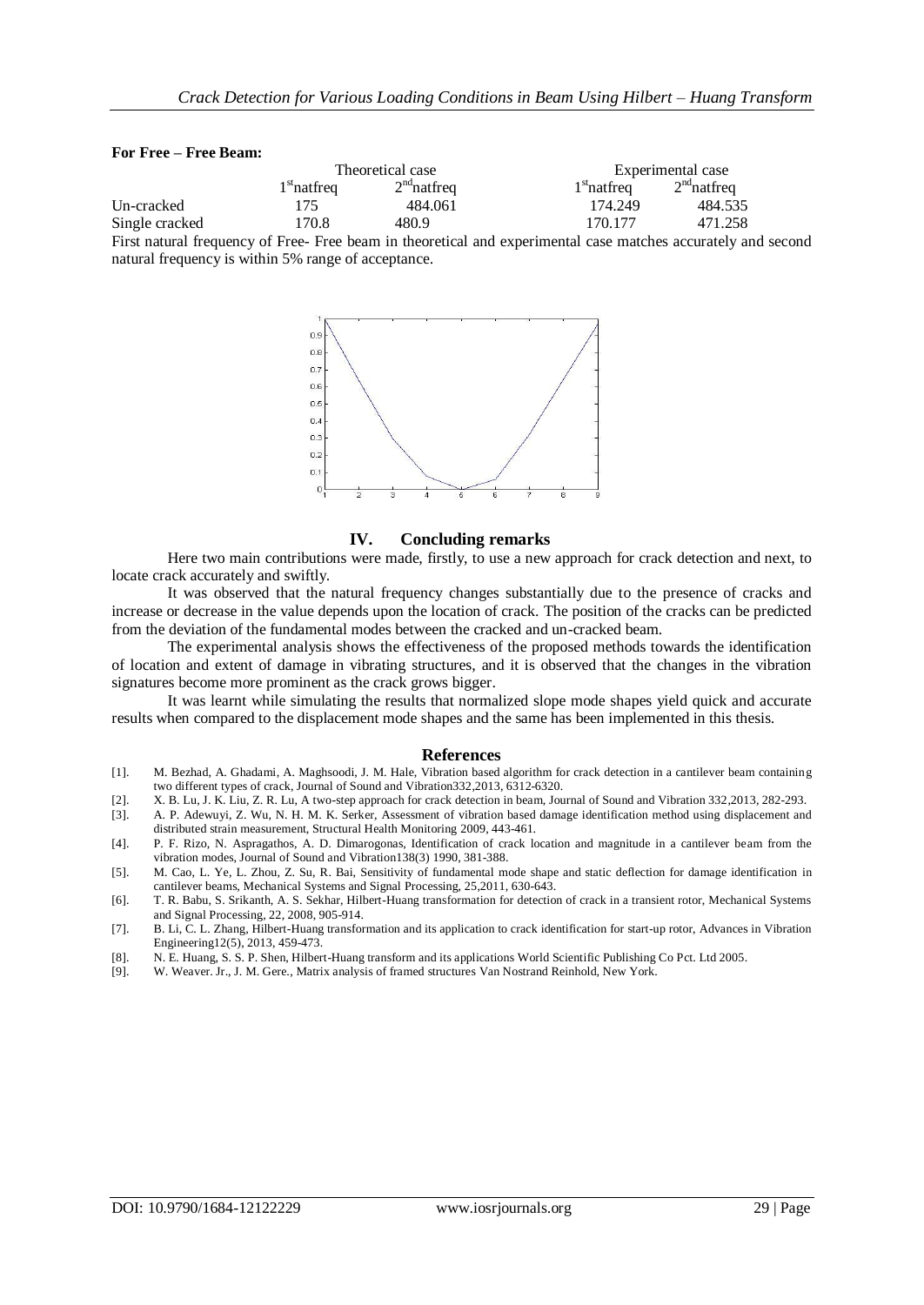**For Free – Free Beam:**

| | Theoretical case | | Experimental case | |
|---|---|---|---|---|
| | $1^{st}$natfreq | $2^{nd}$natfreq | $1^{st}$natfreq | $2^{nd}$natfreq |
| Un-cracked | 175 | 484.061 | 174.249 | 484.535 |
| Single cracked | 170.8 | 480.9 | 170.177 | 471.258 |

First natural frequency of Free- Free beam in theoretical and experimental case matches accurately and second natural frequency is within 5% range of acceptance.

1
0.9
0.8
0.7
0.6
0.5
0.4
0.3
0.2
0.1
0
1 2 3 4 5 6 7 8 9

## IV. Concluding remarks

Here two main contributions were made, firstly, to use a new approach for crack detection and next, to locate crack accurately and swiftly.

It was observed that the natural frequency changes substantially due to the presence of cracks and increase or decrease in the value depends upon the location of crack. The position of the cracks can be predicted from the deviation of the fundamental modes between the cracked and un-cracked beam.

The experimental analysis shows the effectiveness of the proposed methods towards the identification of location and extent of damage in vibrating structures, and it is observed that the changes in the vibration signatures become more prominent as the crack grows bigger.

It was learnt while simulating the results that normalized slope mode shapes yield quick and accurate results when compared to the displacement mode shapes and the same has been implemented in this thesis.

## References

[1]. M. Bezhad, A. Ghadami, A. Maghsoodi, J. M. Hale, Vibration based algorithm for crack detection in a cantilever beam containing two different types of crack, Journal of Sound and Vibration332,2013, 6312-6320.

[2]. X. B. Lu, J. K. Liu, Z. R. Lu, A two-step approach for crack detection in beam, Journal of Sound and Vibration 332,2013, 282-293.

[3]. A. P. Adewuyi, Z. Wu, N. H. M. K. Serker, Assessment of vibration based damage identification method using displacement and distributed strain measurement, Structural Health Monitoring 2009, 443-461.

[4]. P. F. Rizo, N. Aspragathos, A. D. Dimarogonas, Identification of crack location and magnitude in a cantilever beam from the vibration modes, Journal of Sound and Vibration138(3) 1990, 381-388.

[5]. M. Cao, L. Ye, L. Zhou, Z. Su, R. Bai, Sensitivity of fundamental mode shape and static deflection for damage identification in cantilever beams, Mechanical Systems and Signal Processing, 25,2011, 630-643.

[6]. T. R. Babu, S. Srikanth, A. S. Sekhar, Hilbert-Huang transformation for detection of crack in a transient rotor, Mechanical Systems and Signal Processing, 22, 2008, 905-914.

[7]. B. Li, C. L. Zhang, Hilbert-Huang transformation and its application to crack identification for start-up rotor, Advances in Vibration Engineering12(5), 2013, 459-473.

[8]. N. E. Huang, S. S. P. Shen, Hilbert-Huang transform and its applications World Scientific Publishing Co Pct. Ltd 2005.

[9]. W. Weaver. Jr., J. M. Gere., Matrix analysis of framed structures Van Nostrand Reinhold, New York.